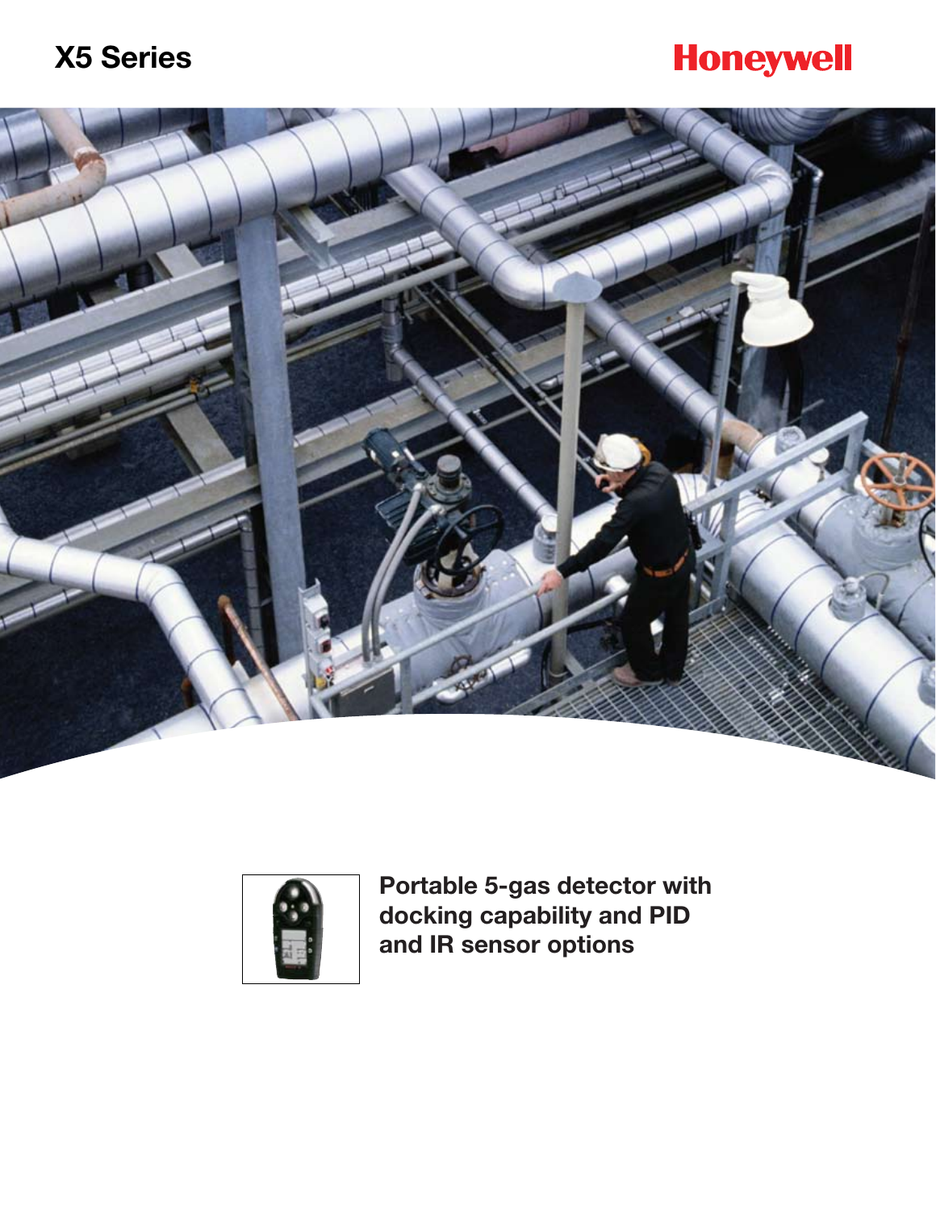# X5 Series

Honeywell

**Portable 5-gas detector with docking capability and PID and IR sensor options**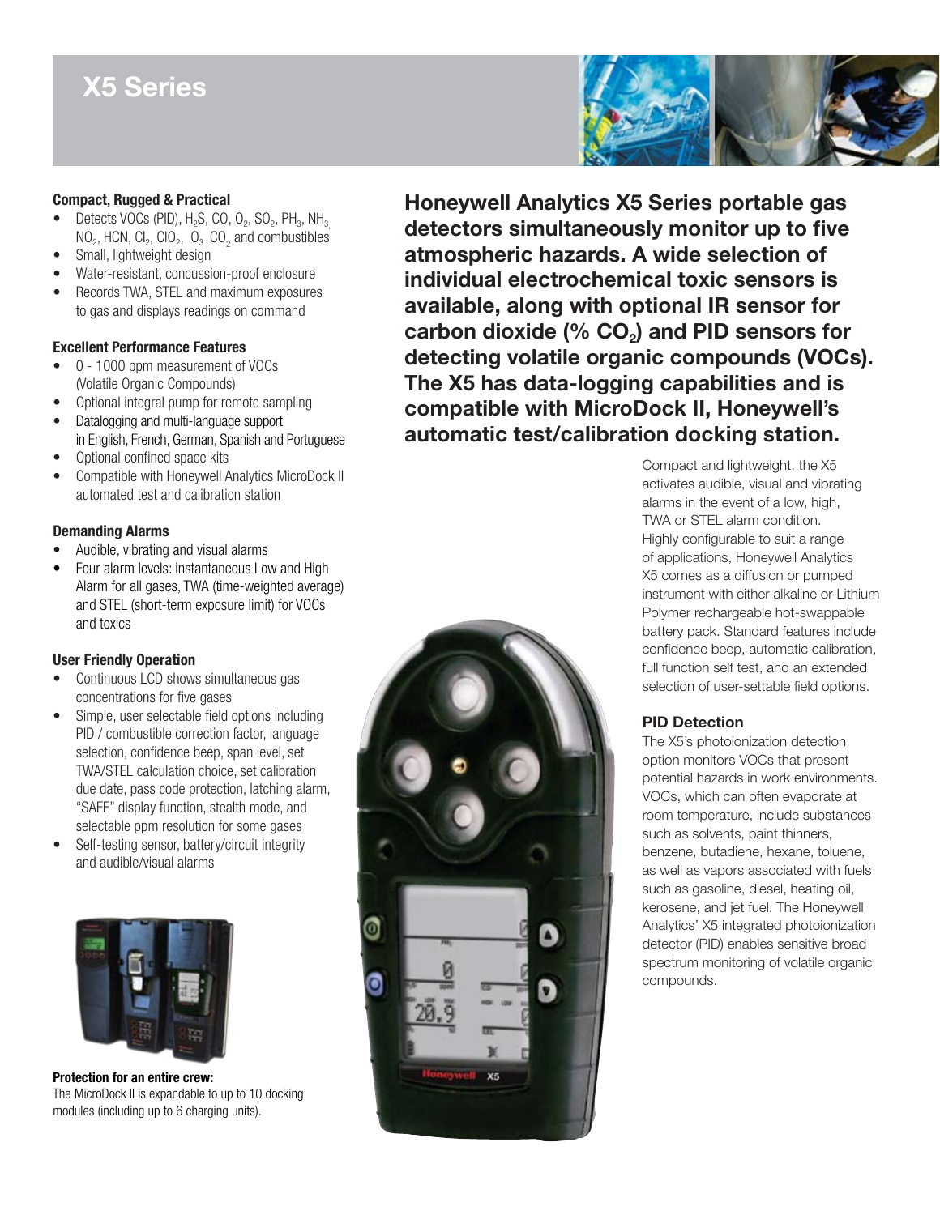# X5 Series

**Honeywell Analytics X5 Series portable gas detectors simultaneously monitor up to five atmospheric hazards. A wide selection of individual electrochemical toxic sensors is available, along with optional IR sensor for carbon dioxide (% $CO_2$) and PID sensors for detecting volatile organic compounds (VOCs). The X5 has data-logging capabilities and is compatible with MicroDock II, Honeywell's automatic test/calibration docking station.**

### Compact, Rugged & Practical

- Detects VOCs (PID), $H_2S$, CO, $O_2$, $SO_2$, $PH_3$, $NH_3$, $NO_2$, HCN, $Cl_2$, $ClO_2$, $O_3$, $CO_2$ and combustibles
- Small, lightweight design
- Water-resistant, concussion-proof enclosure
- Records TWA, STEL and maximum exposures to gas and displays readings on command

### Excellent Performance Features

- 0 - 1000 ppm measurement of VOCs (Volatile Organic Compounds)
- Optional integral pump for remote sampling
- Datalogging and multi-language support in English, French, German, Spanish and Portuguese
- Optional confined space kits
- Compatible with Honeywell Analytics MicroDock II automated test and calibration station

### Demanding Alarms

- Audible, vibrating and visual alarms
- Four alarm levels: instantaneous Low and High Alarm for all gases, TWA (time-weighted average) and STEL (short-term exposure limit) for VOCs and toxics

### User Friendly Operation

- Continuous LCD shows simultaneous gas concentrations for five gases
- Simple, user selectable field options including PID / combustible correction factor, language selection, confidence beep, span level, set TWA/STEL calculation choice, set calibration due date, pass code protection, latching alarm, "SAFE" display function, stealth mode, and selectable ppm resolution for some gases
- Self-testing sensor, battery/circuit integrity and audible/visual alarms

**Protection for an entire crew:**
The MicroDock II is expandable to up to 10 docking modules (including up to 6 charging units).

Compact and lightweight, the X5 activates audible, visual and vibrating alarms in the event of a low, high, TWA or STEL alarm condition. Highly configurable to suit a range of applications, Honeywell Analytics X5 comes as a diffusion or pumped instrument with either alkaline or Lithium Polymer rechargeable hot-swappable battery pack. Standard features include confidence beep, automatic calibration, full function self test, and an extended selection of user-settable field options.

### PID Detection

The X5's photoionization detection option monitors VOCs that present potential hazards in work environments. VOCs, which can often evaporate at room temperature, include substances such as solvents, paint thinners, benzene, butadiene, hexane, toluene, as well as vapors associated with fuels such as gasoline, diesel, heating oil, kerosene, and jet fuel. The Honeywell Analytics' X5 integrated photoionization detector (PID) enables sensitive broad spectrum monitoring of volatile organic compounds.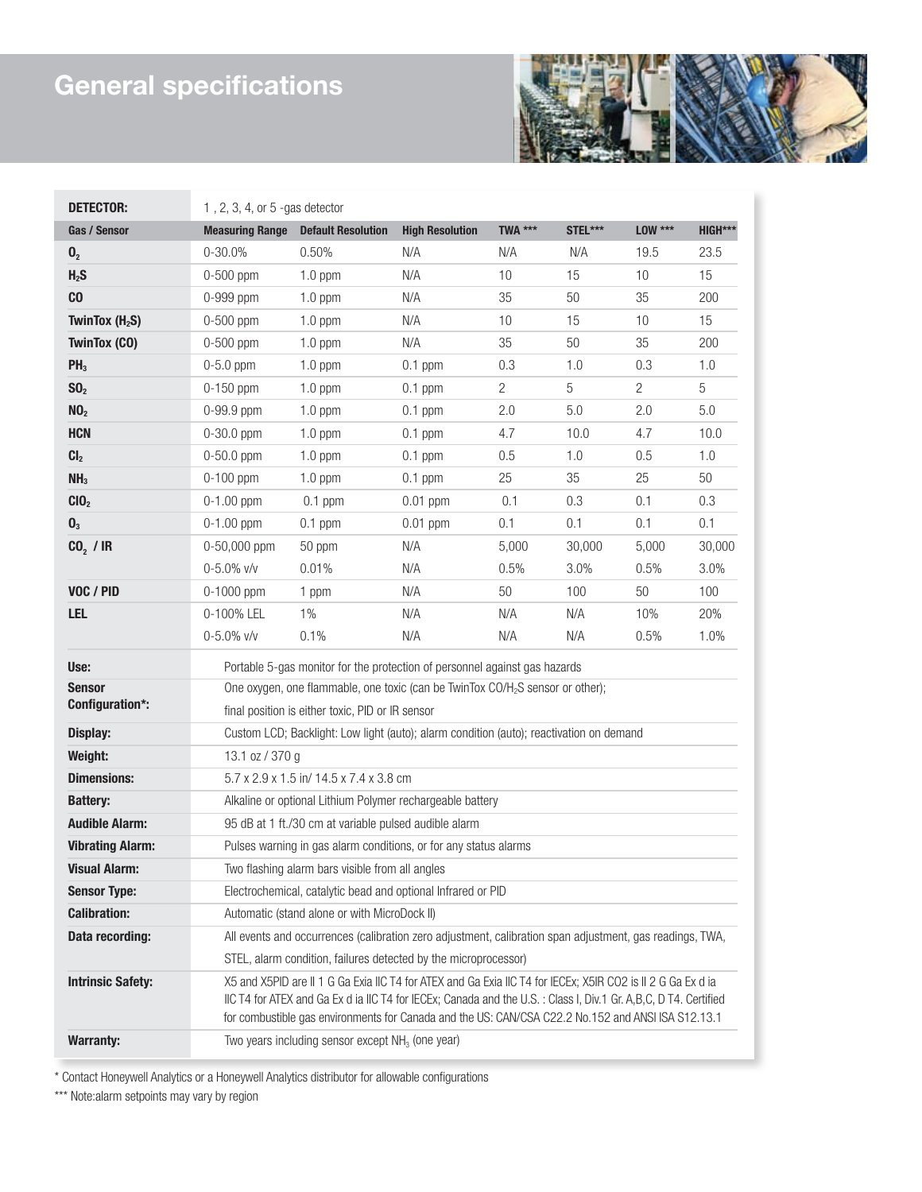# General specifications

| DETECTOR: | 1 , 2, 3, 4, or 5 -gas detector | | | | | | |
|---|---|---|---|---|---|---|---|
| **Gas / Sensor** | **Measuring Range** | **Default Resolution** | **High Resolution** | **TWA *** ** | **STEL*** ** | **LOW *** ** | **HIGH*** ** |
| **$O_2$** | 0-30.0% | 0.50% | N/A | N/A | N/A | 19.5 | 23.5 |
| **$H_2S$** | 0-500 ppm | 1.0 ppm | N/A | 10 | 15 | 10 | 15 |
| **CO** | 0-999 ppm | 1.0 ppm | N/A | 35 | 50 | 35 | 200 |
| **TwinTox ($H_2S$)** | 0-500 ppm | 1.0 ppm | N/A | 10 | 15 | 10 | 15 |
| **TwinTox (CO)** | 0-500 ppm | 1.0 ppm | N/A | 35 | 50 | 35 | 200 |
| **$PH_3$** | 0-5.0 ppm | 1.0 ppm | 0.1 ppm | 0.3 | 1.0 | 0.3 | 1.0 |
| **$SO_2$** | 0-150 ppm | 1.0 ppm | 0.1 ppm | 2 | 5 | 2 | 5 |
| **$NO_2$** | 0-99.9 ppm | 1.0 ppm | 0.1 ppm | 2.0 | 5.0 | 2.0 | 5.0 |
| **HCN** | 0-30.0 ppm | 1.0 ppm | 0.1 ppm | 4.7 | 10.0 | 4.7 | 10.0 |
| **$Cl_2$** | 0-50.0 ppm | 1.0 ppm | 0.1 ppm | 0.5 | 1.0 | 0.5 | 1.0 |
| **$NH_3$** | 0-100 ppm | 1.0 ppm | 0.1 ppm | 25 | 35 | 25 | 50 |
| **$ClO_2$** | 0-1.00 ppm | 0.1 ppm | 0.01 ppm | 0.1 | 0.3 | 0.1 | 0.3 |
| **$O_3$** | 0-1.00 ppm | 0.1 ppm | 0.01 ppm | 0.1 | 0.1 | 0.1 | 0.1 |
| **$CO_2$ / IR** | 0-50,000 ppm | 50 ppm | N/A | 5,000 | 30,000 | 5,000 | 30,000 |
| | 0-5.0% v/v | 0.01% | N/A | 0.5% | 3.0% | 0.5% | 3.0% |
| **VOC / PID** | 0-1000 ppm | 1 ppm | N/A | 50 | 100 | 50 | 100 |
| **LEL** | 0-100% LEL | 1% | N/A | N/A | N/A | 10% | 20% |
| | 0-5.0% v/v | 0.1% | N/A | N/A | N/A | 0.5% | 1.0% |

| | |
|---|---|
| **Use:** | Portable 5-gas monitor for the protection of personnel against gas hazards |
| **Sensor Configuration*:** | One oxygen, one flammable, one toxic (can be TwinTox CO/$H_2S$ sensor or other); final position is either toxic, PID or IR sensor |
| **Display:** | Custom LCD; Backlight: Low light (auto); alarm condition (auto); reactivation on demand |
| **Weight:** | 13.1 oz / 370 g |
| **Dimensions:** | 5.7 x 2.9 x 1.5 in/ 14.5 x 7.4 x 3.8 cm |
| **Battery:** | Alkaline or optional Lithium Polymer rechargeable battery |
| **Audible Alarm:** | 95 dB at 1 ft./30 cm at variable pulsed audible alarm |
| **Vibrating Alarm:** | Pulses warning in gas alarm conditions, or for any status alarms |
| **Visual Alarm:** | Two flashing alarm bars visible from all angles |
| **Sensor Type:** | Electrochemical, catalytic bead and optional Infrared or PID |
| **Calibration:** | Automatic (stand alone or with MicroDock II) |
| **Data recording:** | All events and occurrences (calibration zero adjustment, calibration span adjustment, gas readings, TWA, STEL, alarm condition, failures detected by the microprocessor) |
| **Intrinsic Safety:** | X5 and X5PID are II 1 G Ga Exia IIC T4 for ATEX and Ga Exia IIC T4 for IECEx; X5IR CO2 is II 2 G Ga Ex d ia IIC T4 for ATEX and Ga Ex d ia IIC T4 for IECEx; Canada and the U.S. : Class I, Div.1 Gr. A,B,C, D T4. Certified for combustible gas environments for Canada and the US: CAN/CSA C22.2 No.152 and ANSI ISA S12.13.1 |
| **Warranty:** | Two years including sensor except $NH_3$ (one year) |

* Contact Honeywell Analytics or a Honeywell Analytics distributor for allowable configurations

*** Note:alarm setpoints may vary by region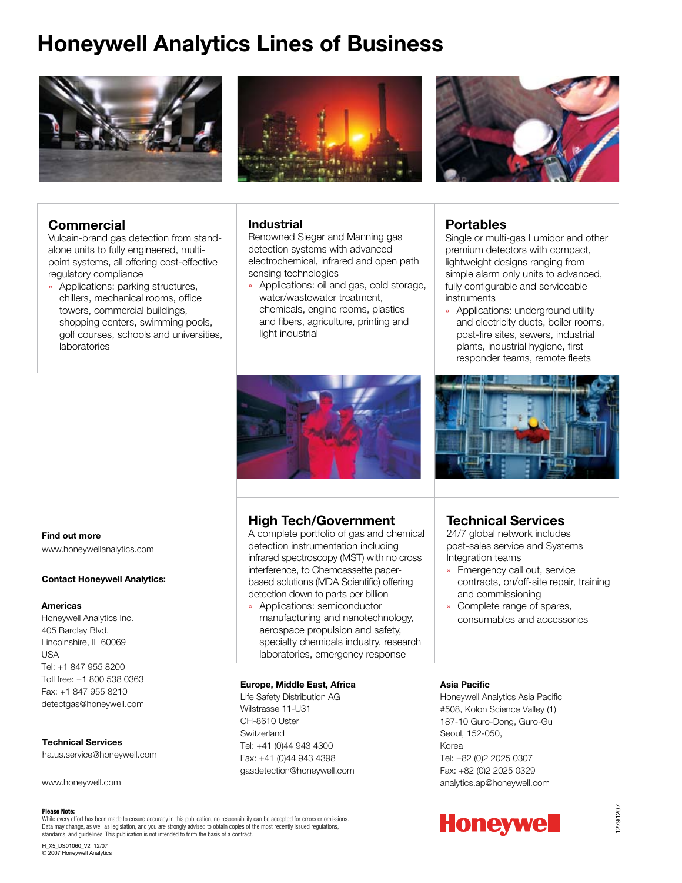# Honeywell Analytics Lines of Business

## Commercial

Vulcain-brand gas detection from stand-alone units to fully engineered, multi-point systems, all offering cost-effective regulatory compliance

- Applications: parking structures, chillers, mechanical rooms, office towers, commercial buildings, shopping centers, swimming pools, golf courses, schools and universities, laboratories

## Industrial

Renowned Sieger and Manning gas detection systems with advanced electrochemical, infrared and open path sensing technologies

- Applications: oil and gas, cold storage, water/wastewater treatment, chemicals, engine rooms, plastics and fibers, agriculture, printing and light industrial

## Portables

Single or multi-gas Lumidor and other premium detectors with compact, lightweight designs ranging from simple alarm only units to advanced, fully configurable and serviceable instruments

- Applications: underground utility and electricity ducts, boiler rooms, post-fire sites, sewers, industrial plants, industrial hygiene, first responder teams, remote fleets

## High Tech/Government

A complete portfolio of gas and chemical detection instrumentation including infrared spectroscopy (MST) with no cross interference, to Chemcassette paper-based solutions (MDA Scientific) offering detection down to parts per billion

- Applications: semiconductor manufacturing and nanotechnology, aerospace propulsion and safety, specialty chemicals industry, research laboratories, emergency response

## Technical Services

24/7 global network includes post-sales service and Systems Integration teams

- Emergency call out, service contracts, on/off-site repair, training and commissioning
- Complete range of spares, consumables and accessories

**Find out more**

www.honeywellanalytics.com

**Contact Honeywell Analytics:**

**Americas**

Honeywell Analytics Inc.
405 Barclay Blvd.
Lincolnshire, IL 60069
USA
Tel: +1 847 955 8200
Toll free: +1 800 538 0363
Fax: +1 847 955 8210
detectgas@honeywell.com

**Technical Services**

ha.us.service@honeywell.com

www.honeywell.com

**Europe, Middle East, Africa**

Life Safety Distribution AG
Wilstrasse 11-U31
CH-8610 Uster
Switzerland
Tel: +41 (0)44 943 4300
Fax: +41 (0)44 943 4398
gasdetection@honeywell.com

**Asia Pacific**

Honeywell Analytics Asia Pacific
#508, Kolon Science Valley (1)
187-10 Guro-Dong, Guro-Gu
Seoul, 152-050,
Korea
Tel: +82 (0)2 2025 0307
Fax: +82 (0)2 2025 0329
analytics.ap@honeywell.com

**Please Note:**
While every effort has been made to ensure accuracy in this publication, no responsibility can be accepted for errors or omissions. Data may change, as well as legislation, and you are strongly advised to obtain copies of the most recently issued regulations, standards, and guidelines. This publication is not intended to form the basis of a contract.

H_X5_DS01060_V2 12/07
© 2007 Honeywell Analytics

Honeywell

12791207